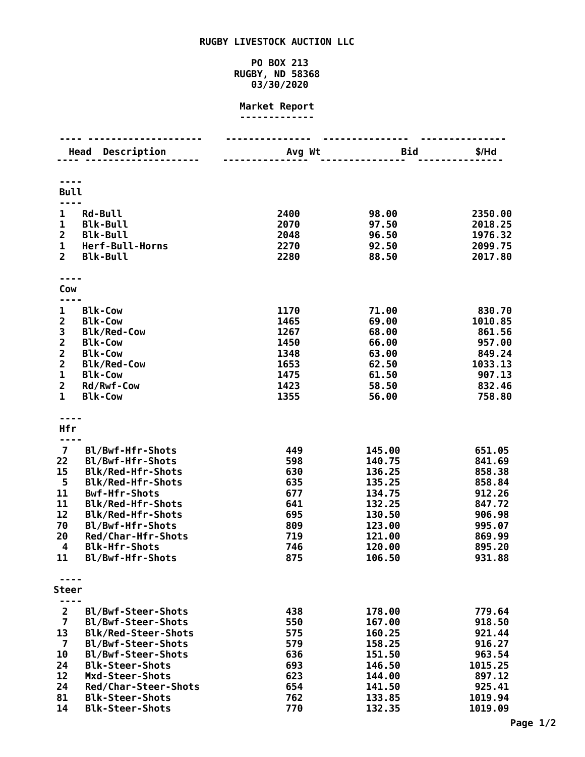**RUGBY LIVESTOCK AUCTION LLC**

**PO BOX 213**
**RUGBY, ND 58368**
**03/30/2020**

## Market Report

| Head | Description | Avg Wt | Bid | $/Hd |
|---|---|---|---|---|
| **Bull** | | | | |
| 1 | Rd-Bull | 2400 | 98.00 | 2350.00 |
| 1 | Blk-Bull | 2070 | 97.50 | 2018.25 |
| 2 | Blk-Bull | 2048 | 96.50 | 1976.32 |
| 1 | Herf-Bull-Horns | 2270 | 92.50 | 2099.75 |
| 2 | Blk-Bull | 2280 | 88.50 | 2017.80 |
| **Cow** | | | | |
| 1 | Blk-Cow | 1170 | 71.00 | 830.70 |
| 2 | Blk-Cow | 1465 | 69.00 | 1010.85 |
| 3 | Blk/Red-Cow | 1267 | 68.00 | 861.56 |
| 2 | Blk-Cow | 1450 | 66.00 | 957.00 |
| 2 | Blk-Cow | 1348 | 63.00 | 849.24 |
| 2 | Blk/Red-Cow | 1653 | 62.50 | 1033.13 |
| 1 | Blk-Cow | 1475 | 61.50 | 907.13 |
| 2 | Rd/Rwf-Cow | 1423 | 58.50 | 832.46 |
| 1 | Blk-Cow | 1355 | 56.00 | 758.80 |
| **Hfr** | | | | |
| 7 | Bl/Bwf-Hfr-Shots | 449 | 145.00 | 651.05 |
| 22 | Bl/Bwf-Hfr-Shots | 598 | 140.75 | 841.69 |
| 15 | Blk/Red-Hfr-Shots | 630 | 136.25 | 858.38 |
| 5 | Blk/Red-Hfr-Shots | 635 | 135.25 | 858.84 |
| 11 | Bwf-Hfr-Shots | 677 | 134.75 | 912.26 |
| 11 | Blk/Red-Hfr-Shots | 641 | 132.25 | 847.72 |
| 12 | Blk/Red-Hfr-Shots | 695 | 130.50 | 906.98 |
| 70 | Bl/Bwf-Hfr-Shots | 809 | 123.00 | 995.07 |
| 20 | Red/Char-Hfr-Shots | 719 | 121.00 | 869.99 |
| 4 | Blk-Hfr-Shots | 746 | 120.00 | 895.20 |
| 11 | Bl/Bwf-Hfr-Shots | 875 | 106.50 | 931.88 |
| **Steer** | | | | |
| 2 | Bl/Bwf-Steer-Shots | 438 | 178.00 | 779.64 |
| 7 | Bl/Bwf-Steer-Shots | 550 | 167.00 | 918.50 |
| 13 | Blk/Red-Steer-Shots | 575 | 160.25 | 921.44 |
| 7 | Bl/Bwf-Steer-Shots | 579 | 158.25 | 916.27 |
| 10 | Bl/Bwf-Steer-Shots | 636 | 151.50 | 963.54 |
| 24 | Blk-Steer-Shots | 693 | 146.50 | 1015.25 |
| 12 | Mxd-Steer-Shots | 623 | 144.00 | 897.12 |
| 24 | Red/Char-Steer-Shots | 654 | 141.50 | 925.41 |
| 81 | Blk-Steer-Shots | 762 | 133.85 | 1019.94 |
| 14 | Blk-Steer-Shots | 770 | 132.35 | 1019.09 |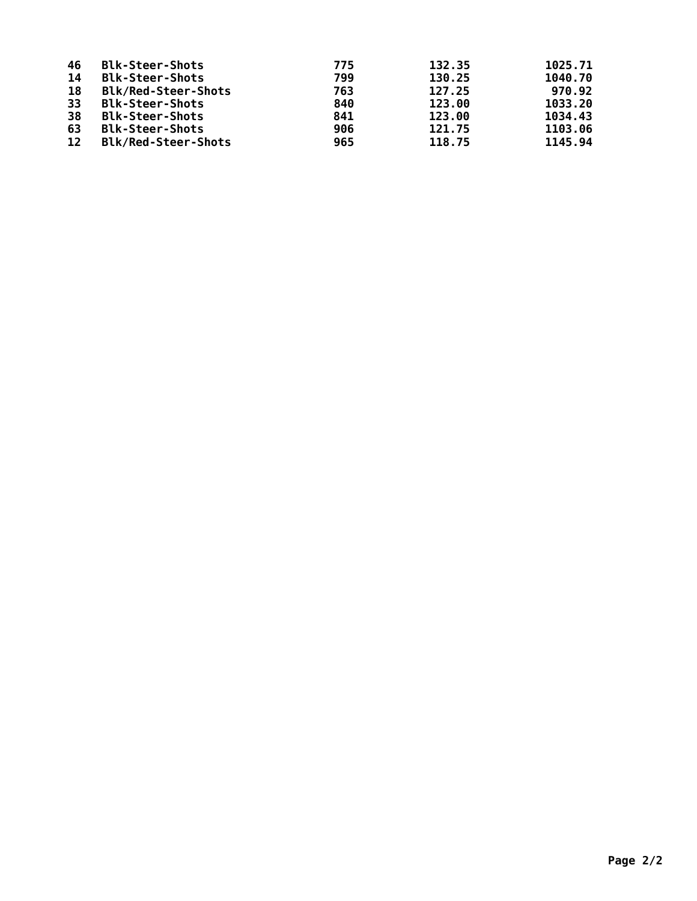| | | | | |
|---|---|---|---|---|
| 46 | Blk-Steer-Shots | 775 | 132.35 | 1025.71 |
| 14 | Blk-Steer-Shots | 799 | 130.25 | 1040.70 |
| 18 | Blk/Red-Steer-Shots | 763 | 127.25 | 970.92 |
| 33 | Blk-Steer-Shots | 840 | 123.00 | 1033.20 |
| 38 | Blk-Steer-Shots | 841 | 123.00 | 1034.43 |
| 63 | Blk-Steer-Shots | 906 | 121.75 | 1103.06 |
| 12 | Blk/Red-Steer-Shots | 965 | 118.75 | 1145.94 |